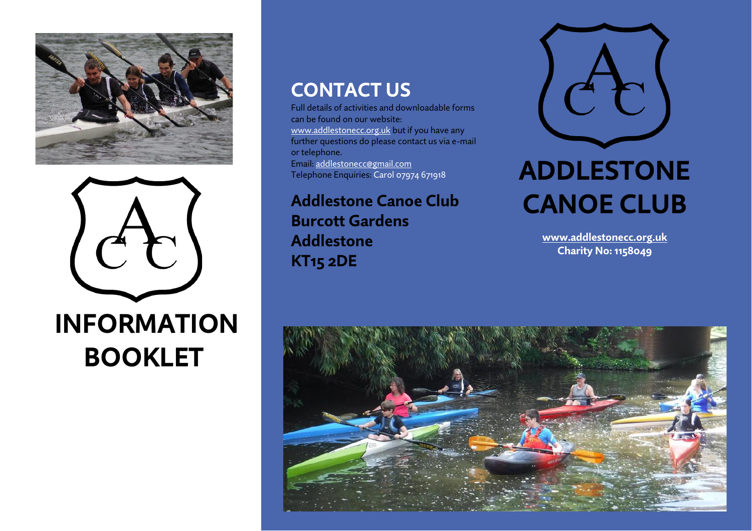# INFORMATION BOOKLET

## CONTACT US

Full details of activities and downloadable forms can be found on our website: www.addlestonecc.org.uk but if you have any further questions do please contact us via e-mail or telephone.
Email: addlestonecc@gmail.com
Telephone Enquiries: Carol 07974 671918

**Addlestone Canoe Club**
**Burcott Gardens**
**Addlestone**
**KT15 2DE**

# ADDLESTONE CANOE CLUB

**www.addlestonecc.org.uk**
**Charity No: 1158049**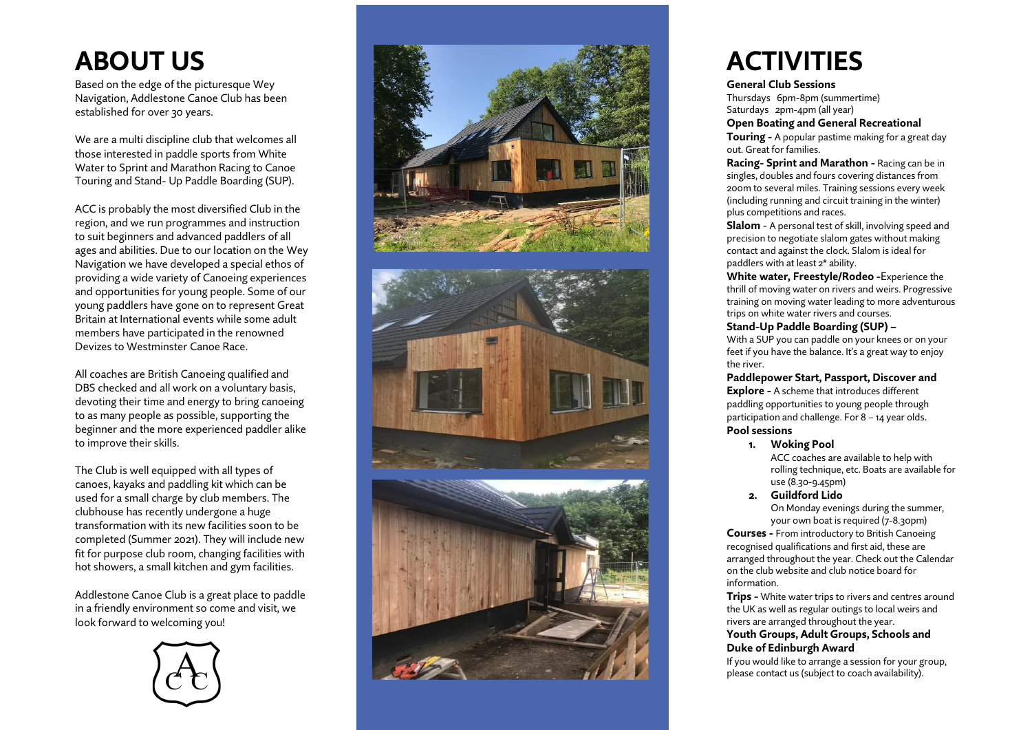# ABOUT US

Based on the edge of the picturesque Wey Navigation, Addlestone Canoe Club has been established for over 30 years.

We are a multi discipline club that welcomes all those interested in paddle sports from White Water to Sprint and Marathon Racing to Canoe Touring and Stand- Up Paddle Boarding (SUP).

ACC is probably the most diversified Club in the region, and we run programmes and instruction to suit beginners and advanced paddlers of all ages and abilities. Due to our location on the Wey Navigation we have developed a special ethos of providing a wide variety of Canoeing experiences and opportunities for young people. Some of our young paddlers have gone on to represent Great Britain at International events while some adult members have participated in the renowned Devizes to Westminster Canoe Race.

All coaches are British Canoeing qualified and DBS checked and all work on a voluntary basis, devoting their time and energy to bring canoeing to as many people as possible, supporting the beginner and the more experienced paddler alike to improve their skills.

The Club is well equipped with all types of canoes, kayaks and paddling kit which can be used for a small charge by club members. The clubhouse has recently undergone a huge transformation with its new facilities soon to be completed (Summer 2021). They will include new fit for purpose club room, changing facilities with hot showers, a small kitchen and gym facilities.

Addlestone Canoe Club is a great place to paddle in a friendly environment so come and visit, we look forward to welcoming you!

# ACTIVITIES

**General Club Sessions**
Thursdays 6pm-8pm (summertime)
Saturdays 2pm-4pm (all year)

**Open Boating and General Recreational**

**Touring -** A popular pastime making for a great day out. Great for families.

**Racing- Sprint and Marathon -** Racing can be in singles, doubles and fours covering distances from 200m to several miles. Training sessions every week (including running and circuit training in the winter) plus competitions and races.

**Slalom** - A personal test of skill, involving speed and precision to negotiate slalom gates without making contact and against the clock. Slalom is ideal for paddlers with at least 2* ability.

**White water, Freestyle/Rodeo -**Experience the thrill of moving water on rivers and weirs. Progressive training on moving water leading to more adventurous trips on white water rivers and courses.

**Stand-Up Paddle Boarding (SUP) –**
With a SUP you can paddle on your knees or on your feet if you have the balance. It's a great way to enjoy the river.

**Paddlepower Start, Passport, Discover and Explore -** A scheme that introduces different paddling opportunities to young people through participation and challenge. For 8 – 14 year olds.

**Pool sessions**

1. **Woking Pool**
   ACC coaches are available to help with rolling technique, etc. Boats are available for use (8.30-9.45pm)
2. **Guildford Lido**
   On Monday evenings during the summer, your own boat is required (7-8.30pm)

**Courses -** From introductory to British Canoeing recognised qualifications and first aid, these are arranged throughout the year. Check out the Calendar on the club website and club notice board for information.

**Trips -** White water trips to rivers and centres around the UK as well as regular outings to local weirs and rivers are arranged throughout the year.

**Youth Groups, Adult Groups, Schools and Duke of Edinburgh Award**
If you would like to arrange a session for your group, please contact us (subject to coach availability).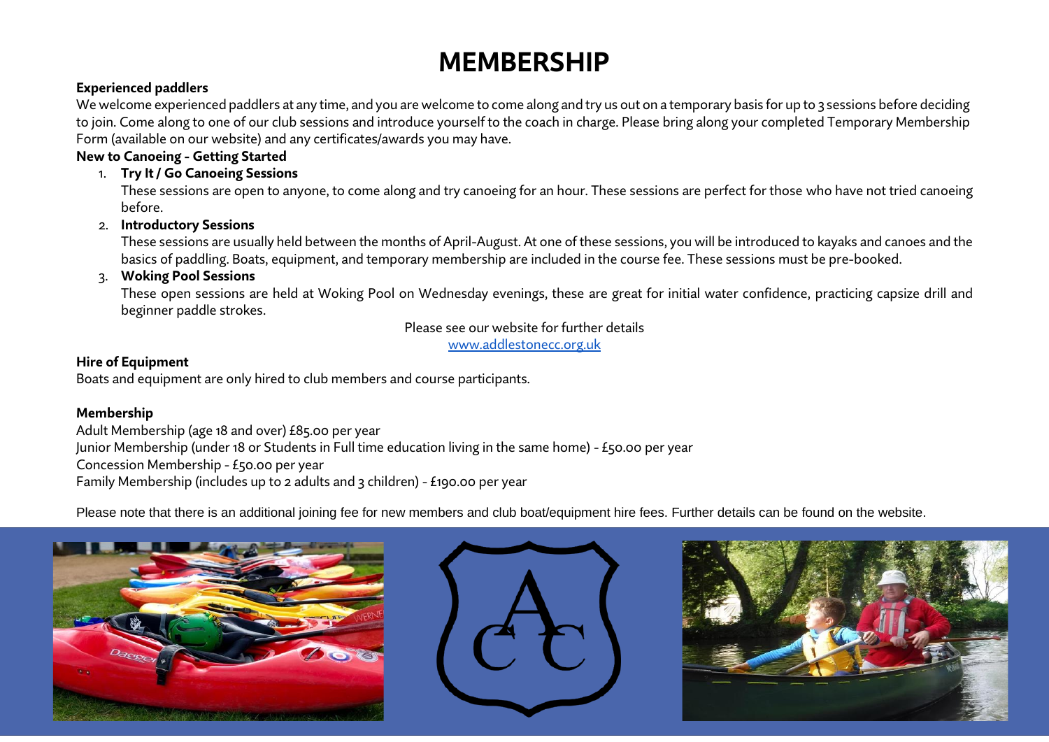# MEMBERSHIP

**Experienced paddlers**

We welcome experienced paddlers at any time, and you are welcome to come along and try us out on a temporary basis for up to 3 sessions before deciding to join. Come along to one of our club sessions and introduce yourself to the coach in charge. Please bring along your completed Temporary Membership Form (available on our website) and any certificates/awards you may have.

**New to Canoeing - Getting Started**

1. **Try It / Go Canoeing Sessions**
   These sessions are open to anyone, to come along and try canoeing for an hour. These sessions are perfect for those who have not tried canoeing before.
2. **Introductory Sessions**
   These sessions are usually held between the months of April-August. At one of these sessions, you will be introduced to kayaks and canoes and the basics of paddling. Boats, equipment, and temporary membership are included in the course fee. These sessions must be pre-booked.
3. **Woking Pool Sessions**
   These open sessions are held at Woking Pool on Wednesday evenings, these are great for initial water confidence, practicing capsize drill and beginner paddle strokes.

Please see our website for further details
www.addlestonecc.org.uk

**Hire of Equipment**

Boats and equipment are only hired to club members and course participants.

**Membership**

Adult Membership (age 18 and over) £85.00 per year
Junior Membership (under 18 or Students in Full time education living in the same home) - £50.00 per year
Concession Membership - £50.00 per year
Family Membership (includes up to 2 adults and 3 children) - £190.00 per year

Please note that there is an additional joining fee for new members and club boat/equipment hire fees. Further details can be found on the website.